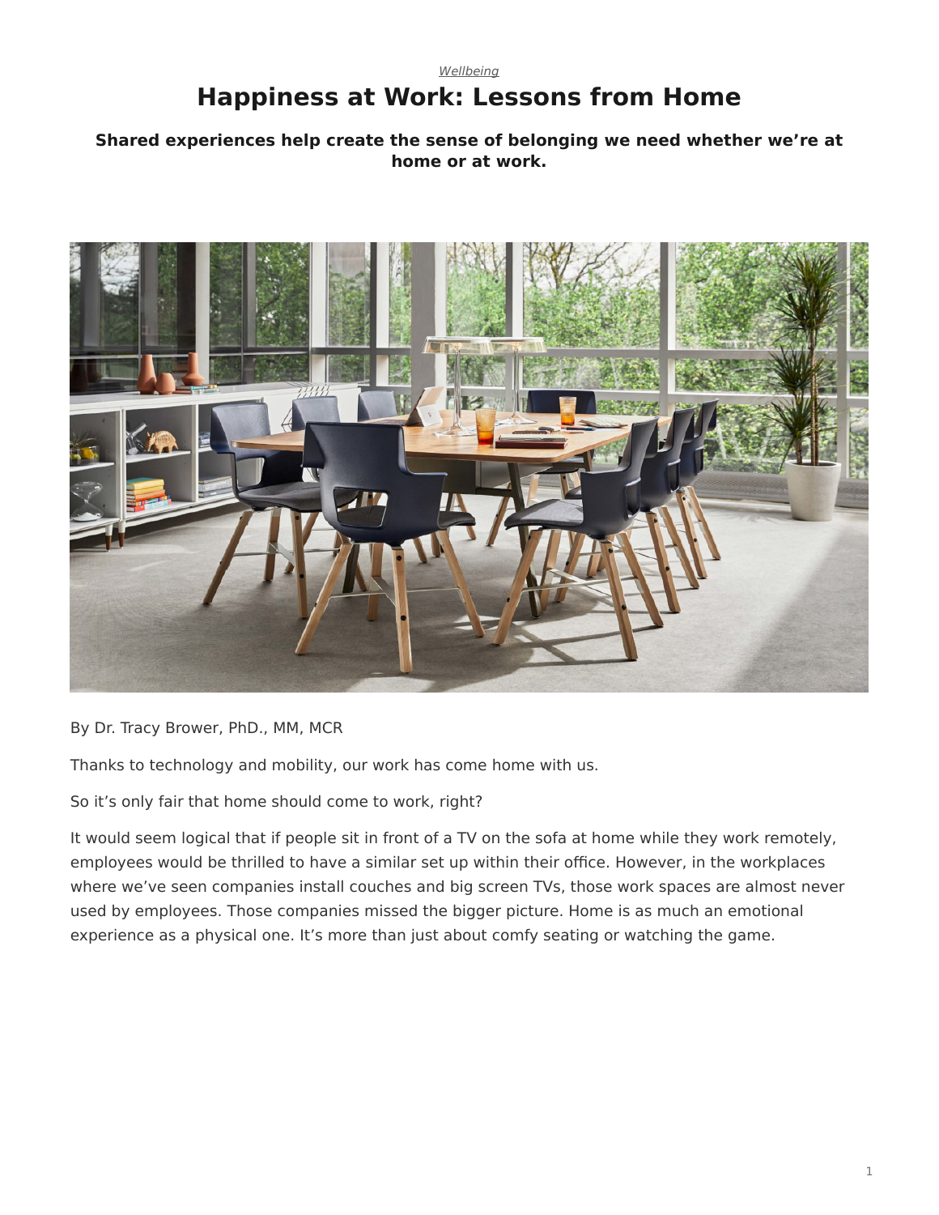*Wellbeing*

# Happiness at Work: Lessons from Home

**Shared experiences help create the sense of belonging we need whether we're at home or at work.**

By Dr. Tracy Brower, PhD., MM, MCR

Thanks to technology and mobility, our work has come home with us.

So it's only fair that home should come to work, right?

It would seem logical that if people sit in front of a TV on the sofa at home while they work remotely, employees would be thrilled to have a similar set up within their office. However, in the workplaces where we've seen companies install couches and big screen TVs, those work spaces are almost never used by employees. Those companies missed the bigger picture. Home is as much an emotional experience as a physical one. It's more than just about comfy seating or watching the game.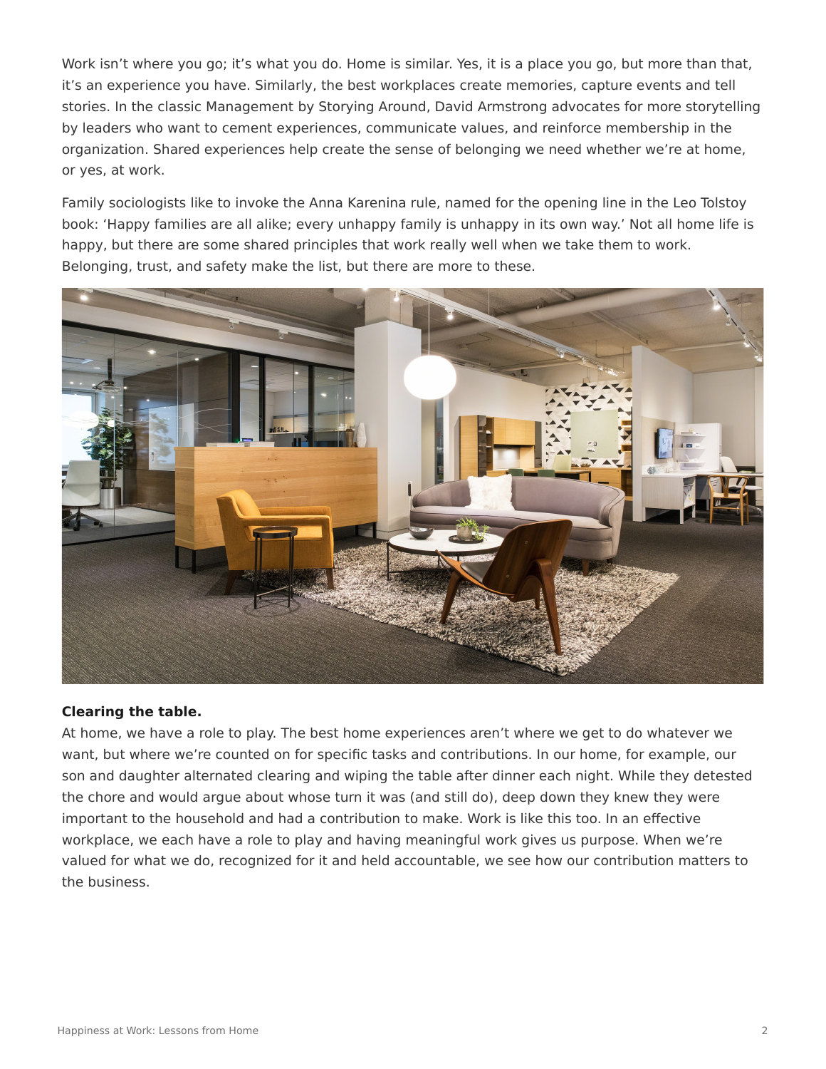Work isn't where you go; it's what you do. Home is similar. Yes, it is a place you go, but more than that, it's an experience you have. Similarly, the best workplaces create memories, capture events and tell stories. In the classic Management by Storying Around, David Armstrong advocates for more storytelling by leaders who want to cement experiences, communicate values, and reinforce membership in the organization. Shared experiences help create the sense of belonging we need whether we're at home, or yes, at work.

Family sociologists like to invoke the Anna Karenina rule, named for the opening line in the Leo Tolstoy book: 'Happy families are all alike; every unhappy family is unhappy in its own way.' Not all home life is happy, but there are some shared principles that work really well when we take them to work. Belonging, trust, and safety make the list, but there are more to these.

**Clearing the table.**

At home, we have a role to play. The best home experiences aren't where we get to do whatever we want, but where we're counted on for specific tasks and contributions. In our home, for example, our son and daughter alternated clearing and wiping the table after dinner each night. While they detested the chore and would argue about whose turn it was (and still do), deep down they knew they were important to the household and had a contribution to make. Work is like this too. In an effective workplace, we each have a role to play and having meaningful work gives us purpose. When we're valued for what we do, recognized for it and held accountable, we see how our contribution matters to the business.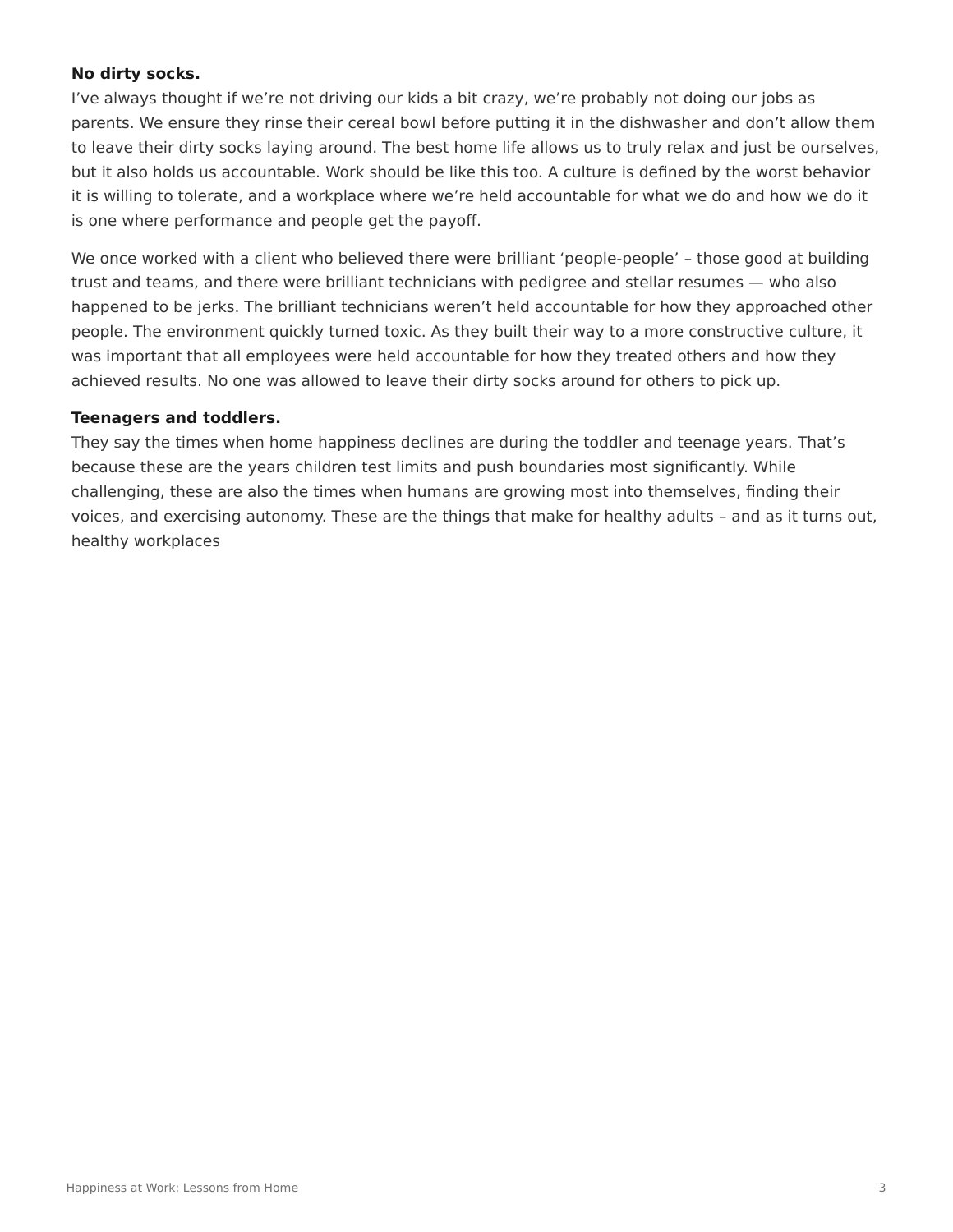**No dirty socks.**

I've always thought if we're not driving our kids a bit crazy, we're probably not doing our jobs as parents. We ensure they rinse their cereal bowl before putting it in the dishwasher and don't allow them to leave their dirty socks laying around. The best home life allows us to truly relax and just be ourselves, but it also holds us accountable. Work should be like this too. A culture is defined by the worst behavior it is willing to tolerate, and a workplace where we're held accountable for what we do and how we do it is one where performance and people get the payoff.

We once worked with a client who believed there were brilliant 'people-people' – those good at building trust and teams, and there were brilliant technicians with pedigree and stellar resumes — who also happened to be jerks. The brilliant technicians weren't held accountable for how they approached other people. The environment quickly turned toxic. As they built their way to a more constructive culture, it was important that all employees were held accountable for how they treated others and how they achieved results. No one was allowed to leave their dirty socks around for others to pick up.

**Teenagers and toddlers.**

They say the times when home happiness declines are during the toddler and teenage years. That's because these are the years children test limits and push boundaries most significantly. While challenging, these are also the times when humans are growing most into themselves, finding their voices, and exercising autonomy. These are the things that make for healthy adults – and as it turns out, healthy workplaces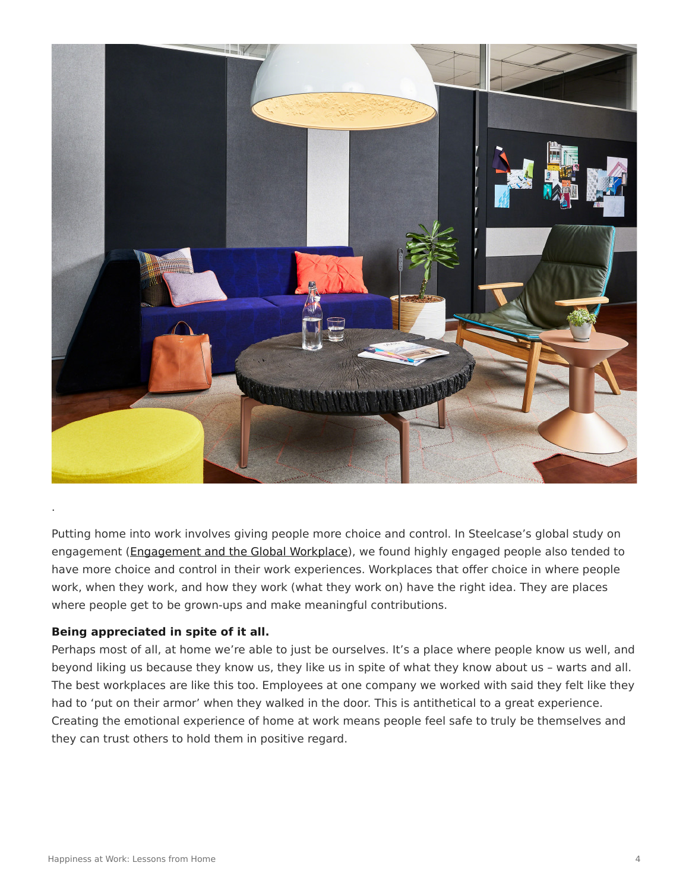.

Putting home into work involves giving people more choice and control. In Steelcase's global study on engagement (Engagement and the Global Workplace), we found highly engaged people also tended to have more choice and control in their work experiences. Workplaces that offer choice in where people work, when they work, and how they work (what they work on) have the right idea. They are places where people get to be grown-ups and make meaningful contributions.

**Being appreciated in spite of it all.**

Perhaps most of all, at home we're able to just be ourselves. It's a place where people know us well, and beyond liking us because they know us, they like us in spite of what they know about us – warts and all. The best workplaces are like this too. Employees at one company we worked with said they felt like they had to 'put on their armor' when they walked in the door. This is antithetical to a great experience. Creating the emotional experience of home at work means people feel safe to truly be themselves and they can trust others to hold them in positive regard.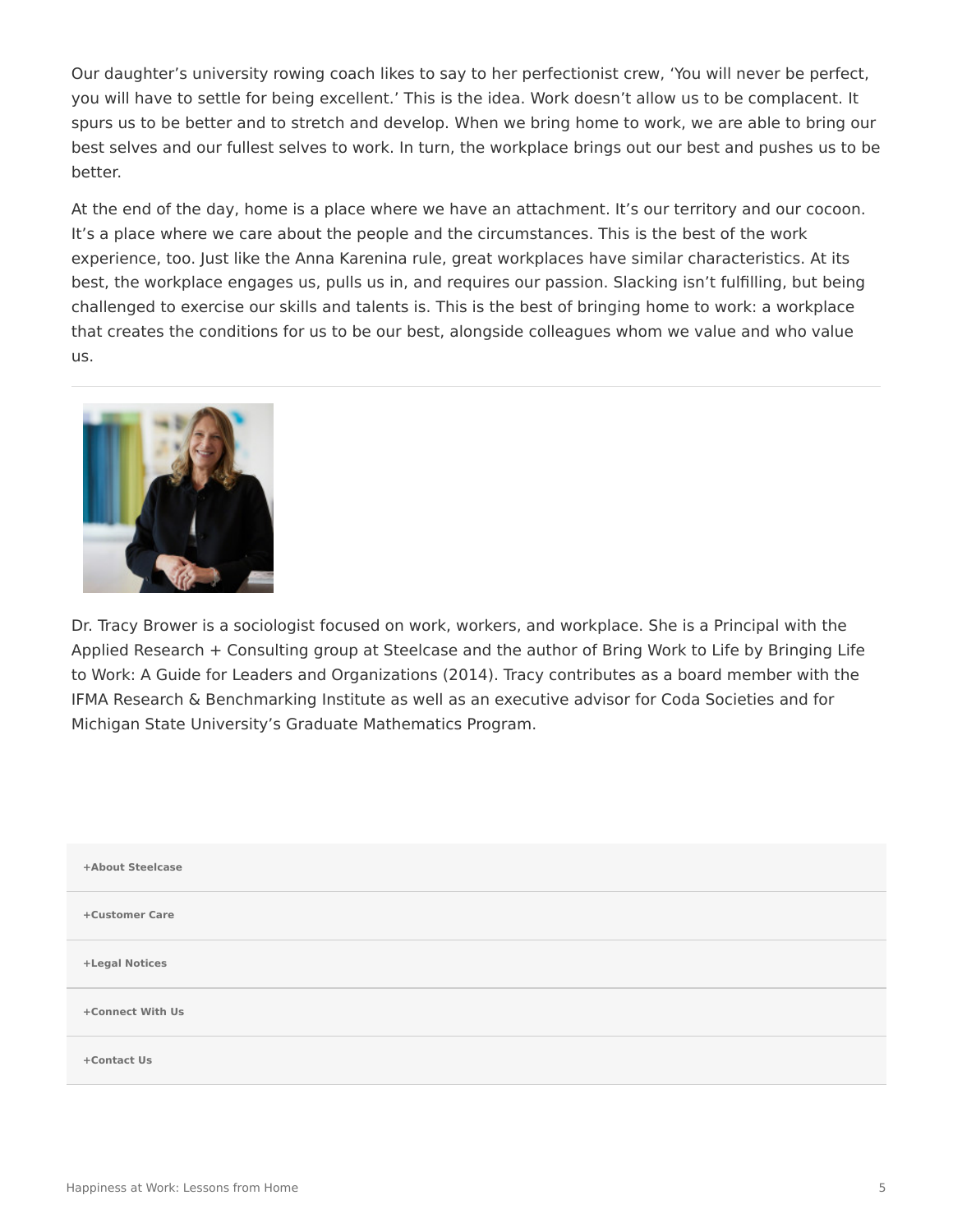Our daughter's university rowing coach likes to say to her perfectionist crew, 'You will never be perfect, you will have to settle for being excellent.' This is the idea. Work doesn't allow us to be complacent. It spurs us to be better and to stretch and develop. When we bring home to work, we are able to bring our best selves and our fullest selves to work. In turn, the workplace brings out our best and pushes us to be better.

At the end of the day, home is a place where we have an attachment. It's our territory and our cocoon. It's a place where we care about the people and the circumstances. This is the best of the work experience, too. Just like the Anna Karenina rule, great workplaces have similar characteristics. At its best, the workplace engages us, pulls us in, and requires our passion. Slacking isn't fulfilling, but being challenged to exercise our skills and talents is. This is the best of bringing home to work: a workplace that creates the conditions for us to be our best, alongside colleagues whom we value and who value us.

---

Dr. Tracy Brower is a sociologist focused on work, workers, and workplace. She is a Principal with the Applied Research + Consulting group at Steelcase and the author of Bring Work to Life by Bringing Life to Work: A Guide for Leaders and Organizations (2014). Tracy contributes as a board member with the IFMA Research & Benchmarking Institute as well as an executive advisor for Coda Societies and for Michigan State University's Graduate Mathematics Program.

**+About Steelcase**

**+Customer Care**

**+Legal Notices**

**+Connect With Us**

**+Contact Us**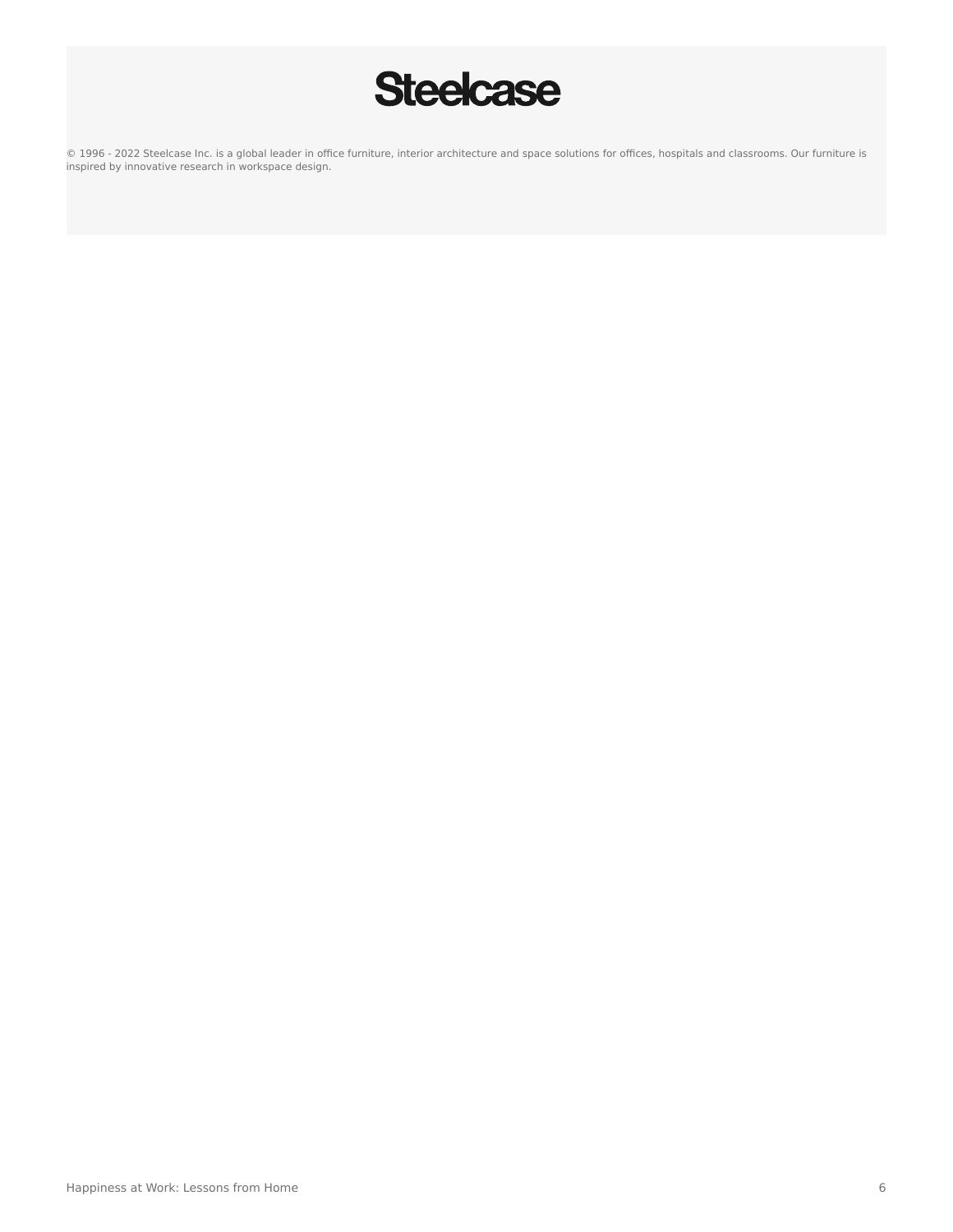Steelcase

© 1996 - 2022 Steelcase Inc. is a global leader in office furniture, interior architecture and space solutions for offices, hospitals and classrooms. Our furniture is inspired by innovative research in workspace design.